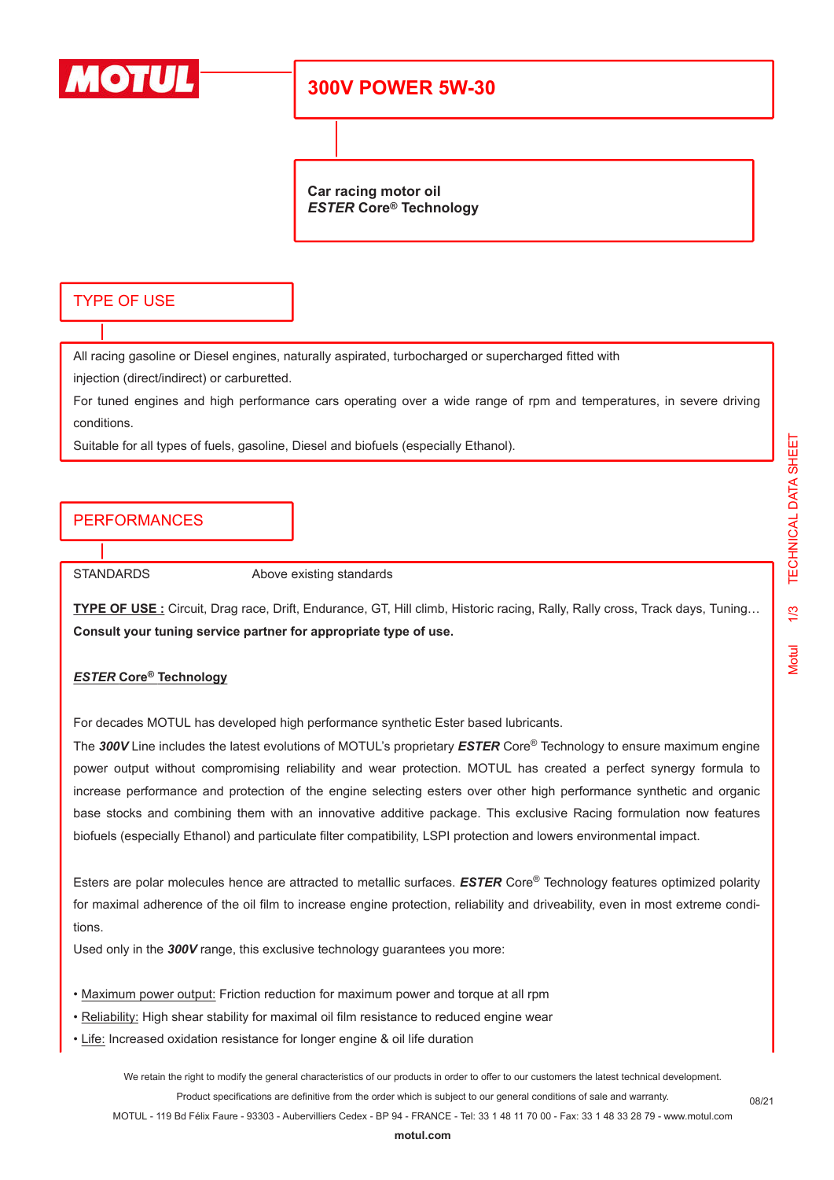# 300V POWER 5W-30

**Car racing motor oil**
***ESTER* Core® Technology**

## TYPE OF USE

All racing gasoline or Diesel engines, naturally aspirated, turbocharged or supercharged fitted with injection (direct/indirect) or carburetted.

For tuned engines and high performance cars operating over a wide range of rpm and temperatures, in severe driving conditions.

Suitable for all types of fuels, gasoline, Diesel and biofuels (especially Ethanol).

## PERFORMANCES

STANDARDS Above existing standards

**TYPE OF USE :** Circuit, Drag race, Drift, Endurance, GT, Hill climb, Historic racing, Rally, Rally cross, Track days, Tuning…
**Consult your tuning service partner for appropriate type of use.**

***ESTER* Core® Technology**

For decades MOTUL has developed high performance synthetic Ester based lubricants.
The ***300V*** Line includes the latest evolutions of MOTUL's proprietary ***ESTER*** Core® Technology to ensure maximum engine power output without compromising reliability and wear protection. MOTUL has created a perfect synergy formula to increase performance and protection of the engine selecting esters over other high performance synthetic and organic base stocks and combining them with an innovative additive package. This exclusive Racing formulation now features biofuels (especially Ethanol) and particulate filter compatibility, LSPI protection and lowers environmental impact.

Esters are polar molecules hence are attracted to metallic surfaces. ***ESTER*** Core® Technology features optimized polarity for maximal adherence of the oil film to increase engine protection, reliability and driveability, even in most extreme conditions.
Used only in the ***300V*** range, this exclusive technology guarantees you more:

- Maximum power output: Friction reduction for maximum power and torque at all rpm
- Reliability: High shear stability for maximal oil film resistance to reduced engine wear
- Life: Increased oxidation resistance for longer engine & oil life duration

We retain the right to modify the general characteristics of our products in order to offer to our customers the latest technical development.
Product specifications are definitive from the order which is subject to our general conditions of sale and warranty.
MOTUL - 119 Bd Félix Faure - 93303 - Aubervilliers Cedex - BP 94 - FRANCE - Tel: 33 1 48 11 70 00 - Fax: 33 1 48 33 28 79 - www.motul.com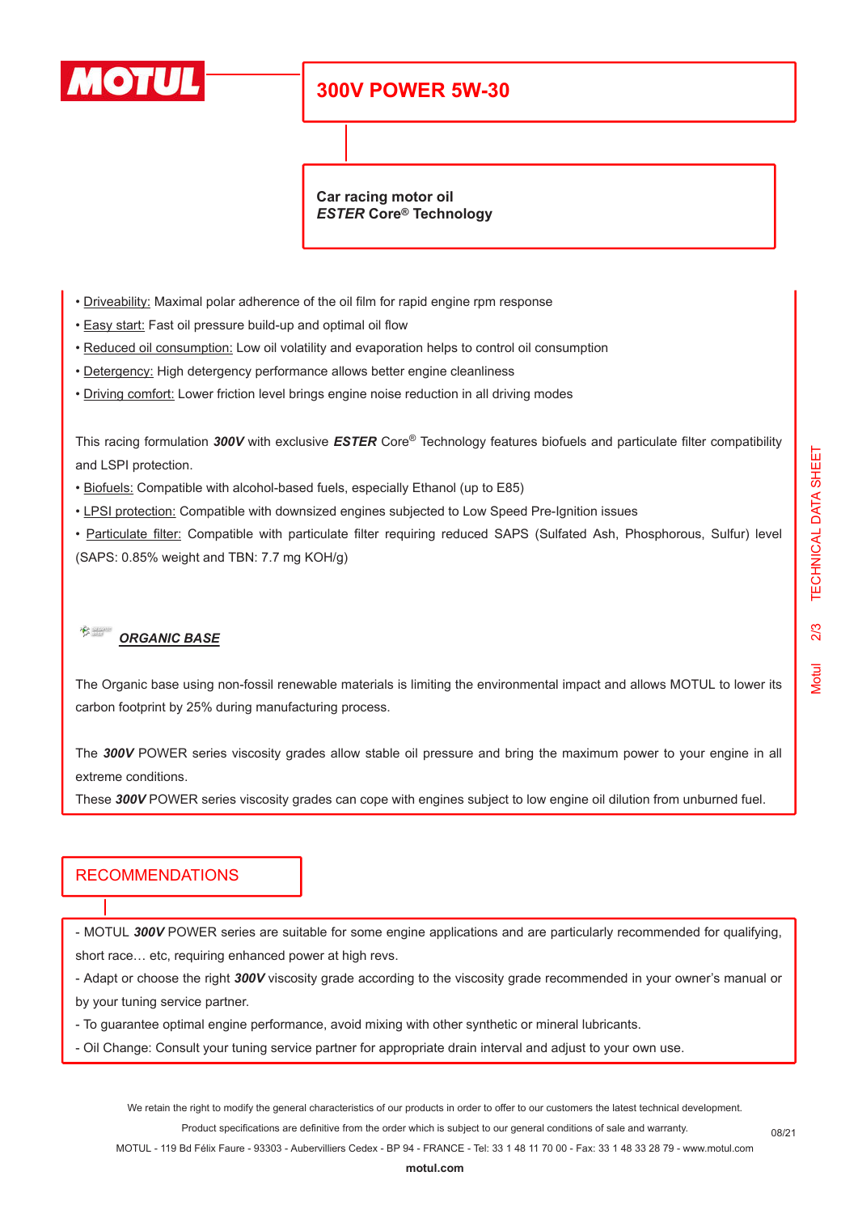# 300V POWER 5W-30

**Car racing motor oil**
***ESTER* Core® Technology**

- Driveability: Maximal polar adherence of the oil film for rapid engine rpm response
- Easy start: Fast oil pressure build-up and optimal oil flow
- Reduced oil consumption: Low oil volatility and evaporation helps to control oil consumption
- Detergency: High detergency performance allows better engine cleanliness
- Driving comfort: Lower friction level brings engine noise reduction in all driving modes

This racing formulation ***300V*** with exclusive ***ESTER*** Core® Technology features biofuels and particulate filter compatibility and LSPI protection.

- Biofuels: Compatible with alcohol-based fuels, especially Ethanol (up to E85)
- LPSI protection: Compatible with downsized engines subjected to Low Speed Pre-Ignition issues
- Particulate filter: Compatible with particulate filter requiring reduced SAPS (Sulfated Ash, Phosphorous, Sulfur) level (SAPS: 0.85% weight and TBN: 7.7 mg KOH/g)

***ORGANIC BASE***

The Organic base using non-fossil renewable materials is limiting the environmental impact and allows MOTUL to lower its carbon footprint by 25% during manufacturing process.

The ***300V*** POWER series viscosity grades allow stable oil pressure and bring the maximum power to your engine in all extreme conditions.
These ***300V*** POWER series viscosity grades can cope with engines subject to low engine oil dilution from unburned fuel.

## RECOMMENDATIONS

- MOTUL ***300V*** POWER series are suitable for some engine applications and are particularly recommended for qualifying, short race… etc, requiring enhanced power at high revs.
- Adapt or choose the right ***300V*** viscosity grade according to the viscosity grade recommended in your owner's manual or by your tuning service partner.
- To guarantee optimal engine performance, avoid mixing with other synthetic or mineral lubricants.
- Oil Change: Consult your tuning service partner for appropriate drain interval and adjust to your own use.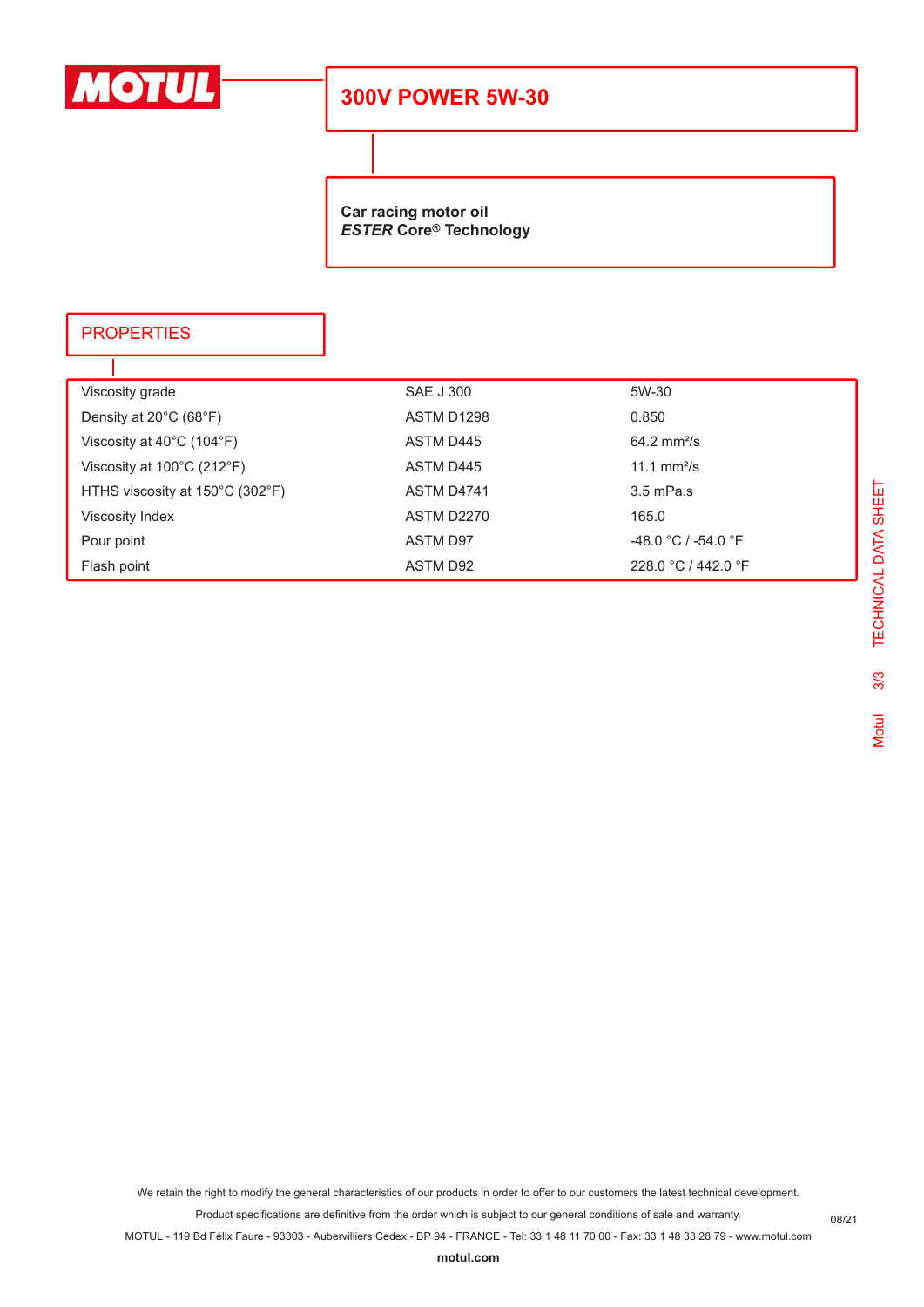# 300V POWER 5W-30

**Car racing motor oil**
***ESTER* Core® Technology**

## PROPERTIES

| | | |
|---|---|---|
| Viscosity grade | SAE J 300 | 5W-30 |
| Density at 20°C (68°F) | ASTM D1298 | 0.850 |
| Viscosity at 40°C (104°F) | ASTM D445 | 64.2 mm²/s |
| Viscosity at 100°C (212°F) | ASTM D445 | 11.1 mm²/s |
| HTHS viscosity at 150°C (302°F) | ASTM D4741 | 3.5 mPa.s |
| Viscosity Index | ASTM D2270 | 165.0 |
| Pour point | ASTM D97 | -48.0 °C / -54.0 °F |
| Flash point | ASTM D92 | 228.0 °C / 442.0 °F |

We retain the right to modify the general characteristics of our products in order to offer to our customers the latest technical development.

Product specifications are definitive from the order which is subject to our general conditions of sale and warranty.

MOTUL - 119 Bd Félix Faure - 93303 - Aubervilliers Cedex - BP 94 - FRANCE - Tel: 33 1 48 11 70 00 - Fax: 33 1 48 33 28 79 - www.motul.com

08/21